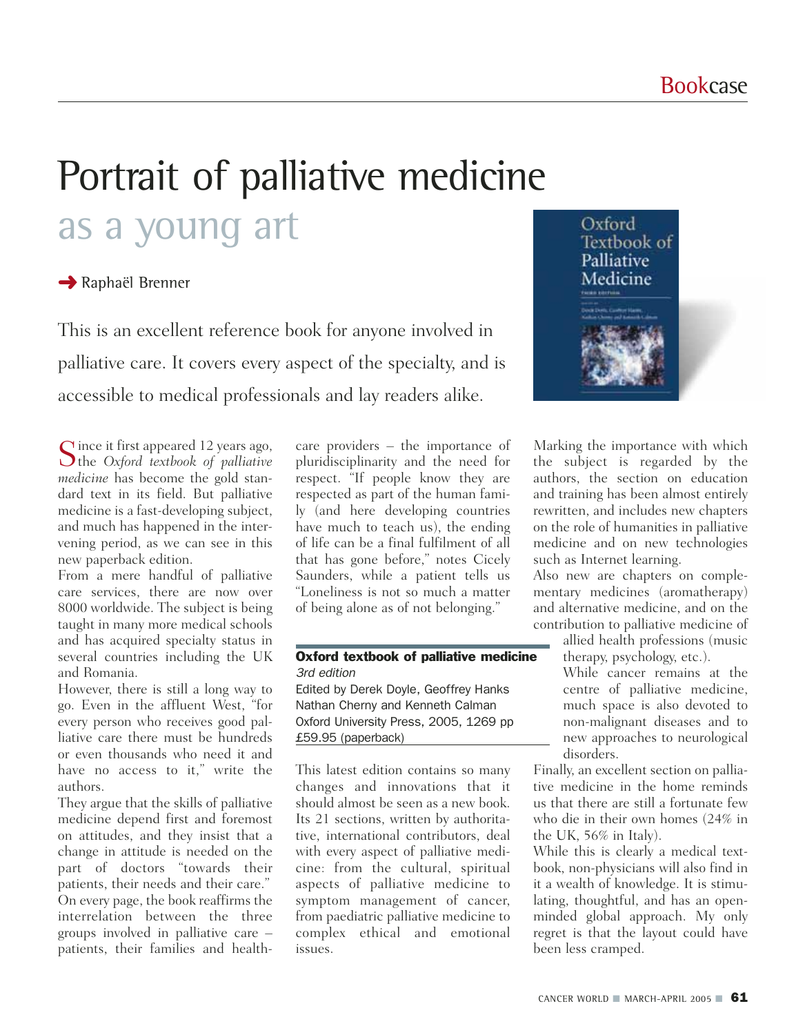# Portrait of palliative medicine

## as a young art

Raphaël Brenner

This is an excellent reference book for anyone involved in palliative care. It covers every aspect of the specialty, and is accessible to medical professionals and lay readers alike.

Since it first appeared 12 years ago, the *Oxford textbook of palliative medicine* has become the gold standard text in its field. But palliative medicine is a fast-developing subject, and much has happened in the intervening period, as we can see in this new paperback edition.

From a mere handful of palliative care services, there are now over 8000 worldwide. The subject is being taught in many more medical schools and has acquired specialty status in several countries including the UK and Romania.

However, there is still a long way to go. Even in the affluent West, "for every person who receives good palliative care there must be hundreds or even thousands who need it and have no access to it," write the authors.

They argue that the skills of palliative medicine depend first and foremost on attitudes, and they insist that a change in attitude is needed on the part of doctors "towards their patients, their needs and their care."

On every page, the book reaffirms the interrelation between the three groups involved in palliative care – patients, their families and healthcare providers – the importance of pluridisciplinarity and the need for respect. "If people know they are respected as part of the human family (and here developing countries have much to teach us), the ending of life can be a final fulfilment of all that has gone before," notes Cicely Saunders, while a patient tells us "Loneliness is not so much a matter of being alone as of not belonging."

**Oxford textbook of palliative medicine**
*3rd edition*
Edited by Derek Doyle, Geoffrey Hanks Nathan Cherny and Kenneth Calman
Oxford University Press, 2005, 1269 pp
£59.95 (paperback)

This latest edition contains so many changes and innovations that it should almost be seen as a new book. Its 21 sections, written by authoritative, international contributors, deal with every aspect of palliative medicine: from the cultural, spiritual aspects of palliative medicine to symptom management of cancer, from paediatric palliative medicine to complex ethical and emotional issues.

Marking the importance with which the subject is regarded by the authors, the section on education and training has been almost entirely rewritten, and includes new chapters on the role of humanities in palliative medicine and on new technologies such as Internet learning.

Also new are chapters on complementary medicines (aromatherapy) and alternative medicine, and on the contribution to palliative medicine of allied health professions (music therapy, psychology, etc.).

While cancer remains at the centre of palliative medicine, much space is also devoted to non-malignant diseases and to new approaches to neurological disorders.

Finally, an excellent section on palliative medicine in the home reminds us that there are still a fortunate few who die in their own homes (24% in the UK, 56% in Italy).

While this is clearly a medical textbook, non-physicians will also find in it a wealth of knowledge. It is stimulating, thoughtful, and has an open-minded global approach. My only regret is that the layout could have been less cramped.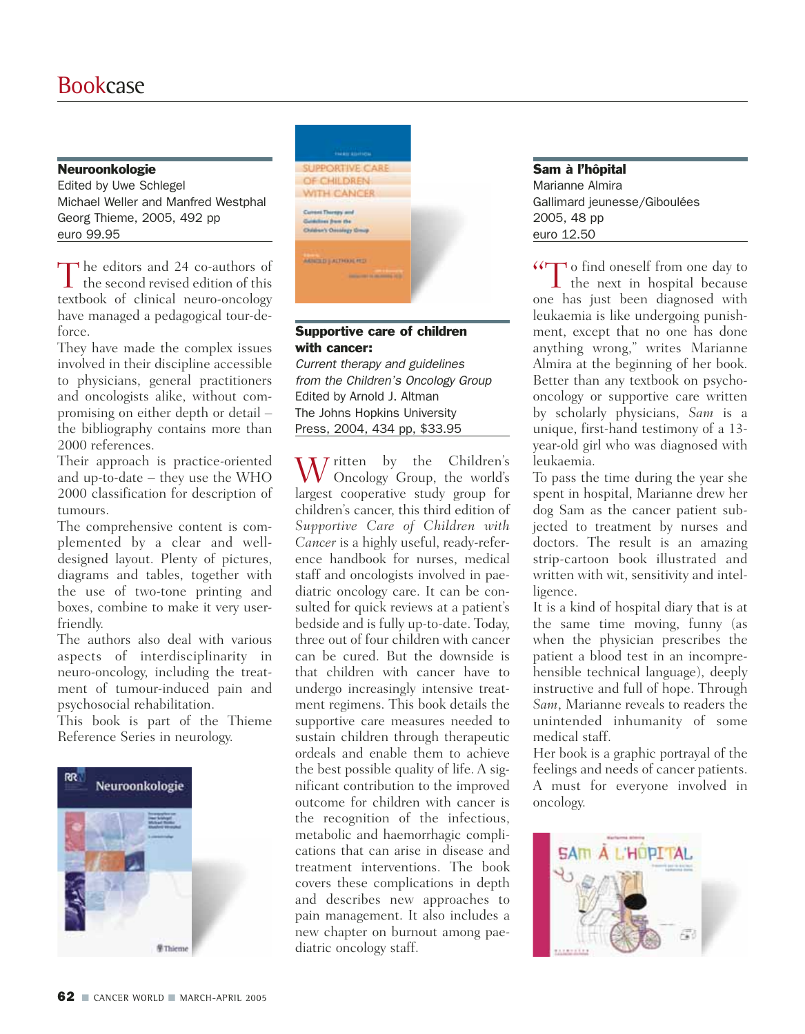# Bookcase

## Neuroonkologie

Edited by Uwe Schlegel
Michael Weller and Manfred Westphal
Georg Thieme, 2005, 492 pp
euro 99.95

The editors and 24 co-authors of the second revised edition of this textbook of clinical neuro-oncology have managed a pedagogical tour-de-force.

They have made the complex issues involved in their discipline accessible to physicians, general practitioners and oncologists alike, without compromising on either depth or detail – the bibliography contains more than 2000 references.

Their approach is practice-oriented and up-to-date – they use the WHO 2000 classification for description of tumours.

The comprehensive content is complemented by a clear and well-designed layout. Plenty of pictures, diagrams and tables, together with the use of two-tone printing and boxes, combine to make it very user-friendly.

The authors also deal with various aspects of interdisciplinarity in neuro-oncology, including the treatment of tumour-induced pain and psychosocial rehabilitation.

This book is part of the Thieme Reference Series in neurology.

## Supportive care of children with cancer:

*Current therapy and guidelines from the Children's Oncology Group*
Edited by Arnold J. Altman
The Johns Hopkins University Press, 2004, 434 pp, $33.95

Written by the Children's Oncology Group, the world's largest cooperative study group for children's cancer, this third edition of *Supportive Care of Children with Cancer* is a highly useful, ready-reference handbook for nurses, medical staff and oncologists involved in paediatric oncology care. It can be consulted for quick reviews at a patient's bedside and is fully up-to-date. Today, three out of four children with cancer can be cured. But the downside is that children with cancer have to undergo increasingly intensive treatment regimens. This book details the supportive care measures needed to sustain children through therapeutic ordeals and enable them to achieve the best possible quality of life. A significant contribution to the improved outcome for children with cancer is the recognition of the infectious, metabolic and haemorrhagic complications that can arise in disease and treatment interventions. The book covers these complications in depth and describes new approaches to pain management. It also includes a new chapter on burnout among paediatric oncology staff.

## Sam à l'hôpital

Marianne Almira
Gallimard jeunesse/Giboulées
2005, 48 pp
euro 12.50

"To find oneself from one day to the next in hospital because one has just been diagnosed with leukaemia is like undergoing punishment, except that no one has done anything wrong," writes Marianne Almira at the beginning of her book. Better than any textbook on psycho-oncology or supportive care written by scholarly physicians, *Sam* is a unique, first-hand testimony of a 13-year-old girl who was diagnosed with leukaemia.

To pass the time during the year she spent in hospital, Marianne drew her dog Sam as the cancer patient subjected to treatment by nurses and doctors. The result is an amazing strip-cartoon book illustrated and written with wit, sensitivity and intelligence.

It is a kind of hospital diary that is at the same time moving, funny (as when the physician prescribes the patient a blood test in an incomprehensible technical language), deeply instructive and full of hope. Through *Sam*, Marianne reveals to readers the unintended inhumanity of some medical staff.

Her book is a graphic portrayal of the feelings and needs of cancer patients. A must for everyone involved in oncology.